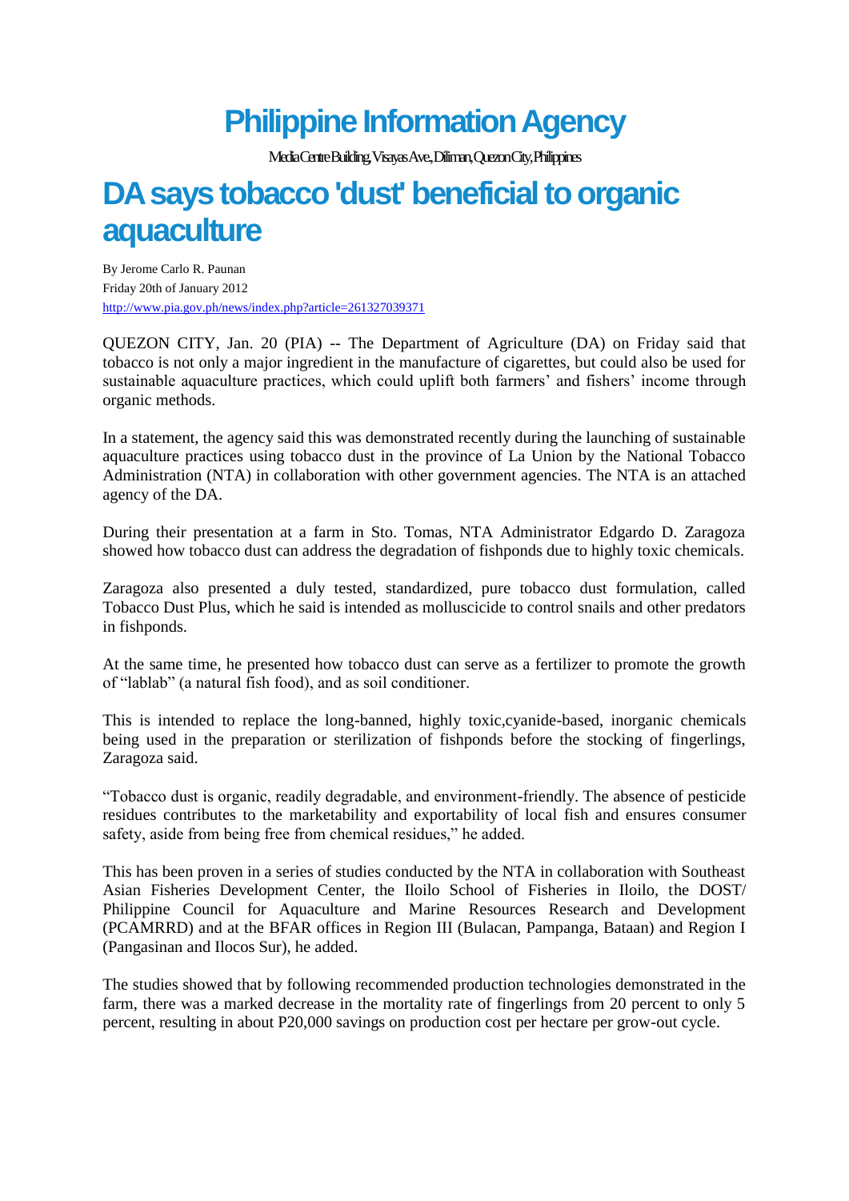# Philippine Information Agency

Media Centre Building, Visayas Ave, Diliman, Quezon City, Philippines

# DA says tobacco 'dust' beneficial to organic aquaculture

By Jerome Carlo R. Paunan
Friday 20th of January 2012
http://www.pia.gov.ph/news/index.php?article=261327039371

QUEZON CITY, Jan. 20 (PIA) -- The Department of Agriculture (DA) on Friday said that tobacco is not only a major ingredient in the manufacture of cigarettes, but could also be used for sustainable aquaculture practices, which could uplift both farmers' and fishers' income through organic methods.

In a statement, the agency said this was demonstrated recently during the launching of sustainable aquaculture practices using tobacco dust in the province of La Union by the National Tobacco Administration (NTA) in collaboration with other government agencies. The NTA is an attached agency of the DA.

During their presentation at a farm in Sto. Tomas, NTA Administrator Edgardo D. Zaragoza showed how tobacco dust can address the degradation of fishponds due to highly toxic chemicals.

Zaragoza also presented a duly tested, standardized, pure tobacco dust formulation, called Tobacco Dust Plus, which he said is intended as molluscicide to control snails and other predators in fishponds.

At the same time, he presented how tobacco dust can serve as a fertilizer to promote the growth of "lablab" (a natural fish food), and as soil conditioner.

This is intended to replace the long-banned, highly toxic,cyanide-based, inorganic chemicals being used in the preparation or sterilization of fishponds before the stocking of fingerlings, Zaragoza said.

"Tobacco dust is organic, readily degradable, and environment-friendly. The absence of pesticide residues contributes to the marketability and exportability of local fish and ensures consumer safety, aside from being free from chemical residues," he added.

This has been proven in a series of studies conducted by the NTA in collaboration with Southeast Asian Fisheries Development Center, the Iloilo School of Fisheries in Iloilo, the DOST/ Philippine Council for Aquaculture and Marine Resources Research and Development (PCAMRRD) and at the BFAR offices in Region III (Bulacan, Pampanga, Bataan) and Region I (Pangasinan and Ilocos Sur), he added.

The studies showed that by following recommended production technologies demonstrated in the farm, there was a marked decrease in the mortality rate of fingerlings from 20 percent to only 5 percent, resulting in about P20,000 savings on production cost per hectare per grow-out cycle.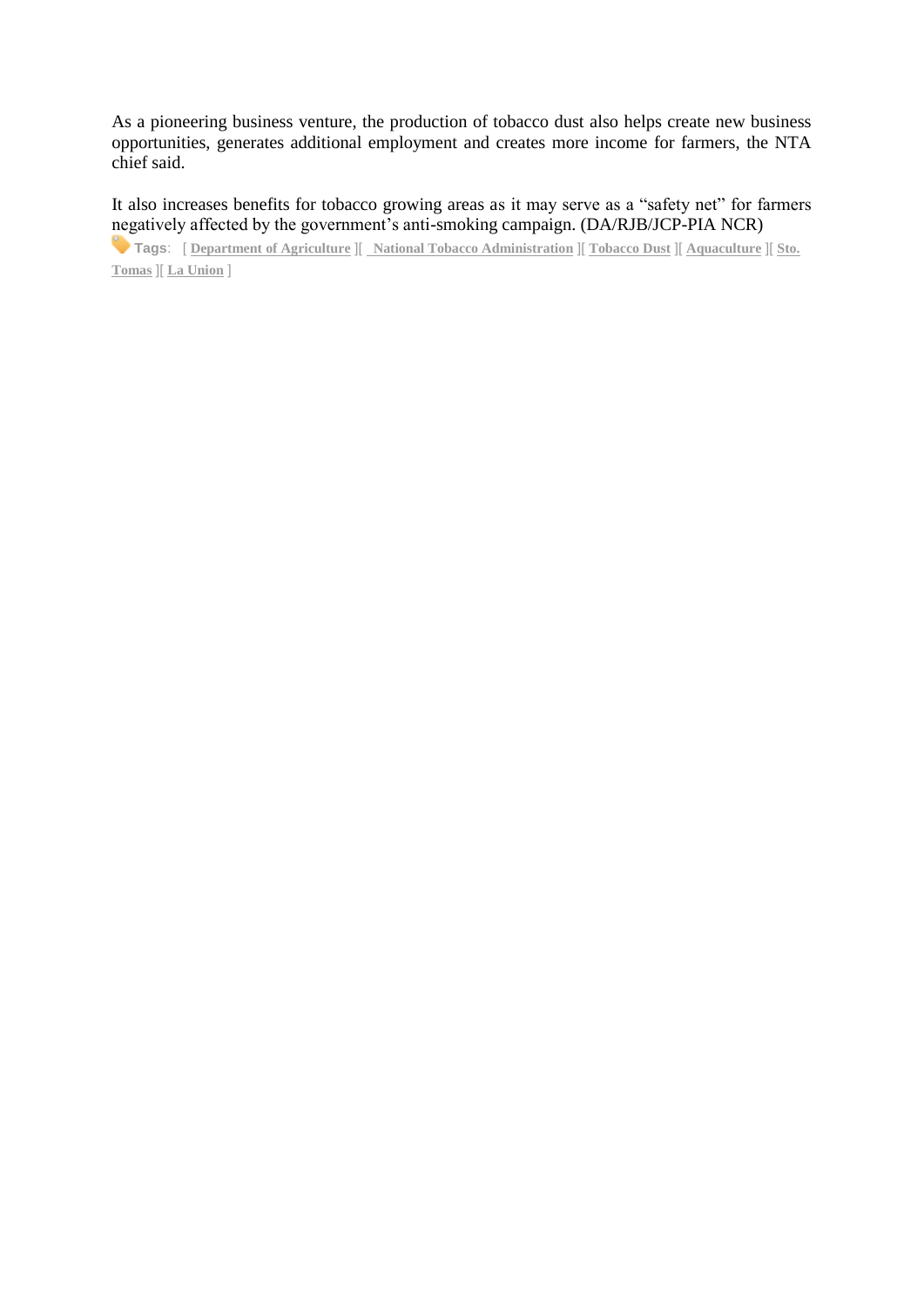As a pioneering business venture, the production of tobacco dust also helps create new business opportunities, generates additional employment and creates more income for farmers, the NTA chief said.

It also increases benefits for tobacco growing areas as it may serve as a "safety net" for farmers negatively affected by the government's anti-smoking campaign. (DA/RJB/JCP-PIA NCR)

Tags: [ Department of Agriculture ][ National Tobacco Administration ][ Tobacco Dust ][ Aquaculture ][ Sto. Tomas ][ La Union ]